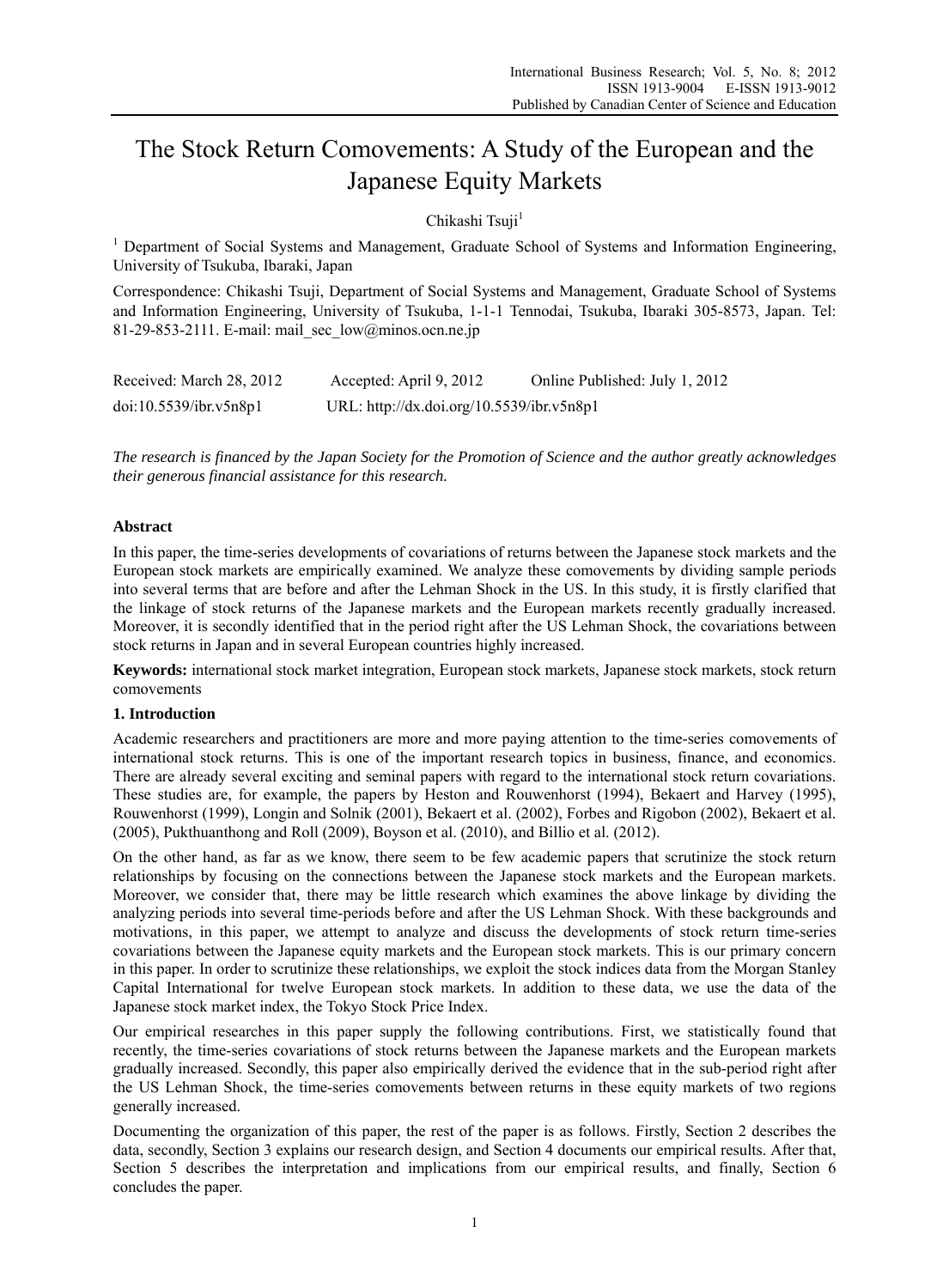# The Stock Return Comovements: A Study of the European and the Japanese Equity Markets

Chikashi Tsuji[1]

[1] Department of Social Systems and Management, Graduate School of Systems and Information Engineering, University of Tsukuba, Ibaraki, Japan

Correspondence: Chikashi Tsuji, Department of Social Systems and Management, Graduate School of Systems and Information Engineering, University of Tsukuba, 1-1-1 Tennodai, Tsukuba, Ibaraki 305-8573, Japan. Tel: 81-29-853-2111. E-mail: mail_sec_low@minos.ocn.ne.jp

Received: March 28, 2012 Accepted: April 9, 2012 Online Published: July 1, 2012

doi:10.5539/ibr.v5n8p1 URL: http://dx.doi.org/10.5539/ibr.v5n8p1

*The research is financed by the Japan Society for the Promotion of Science and the author greatly acknowledges their generous financial assistance for this research.*

## Abstract

In this paper, the time-series developments of covariations of returns between the Japanese stock markets and the European stock markets are empirically examined. We analyze these comovements by dividing sample periods into several terms that are before and after the Lehman Shock in the US. In this study, it is firstly clarified that the linkage of stock returns of the Japanese markets and the European markets recently gradually increased. Moreover, it is secondly identified that in the period right after the US Lehman Shock, the covariations between stock returns in Japan and in several European countries highly increased.

**Keywords:** international stock market integration, European stock markets, Japanese stock markets, stock return comovements

## 1. Introduction

Academic researchers and practitioners are more and more paying attention to the time-series comovements of international stock returns. This is one of the important research topics in business, finance, and economics. There are already several exciting and seminal papers with regard to the international stock return covariations. These studies are, for example, the papers by Heston and Rouwenhorst (1994), Bekaert and Harvey (1995), Rouwenhorst (1999), Longin and Solnik (2001), Bekaert et al. (2002), Forbes and Rigobon (2002), Bekaert et al. (2005), Pukthuanthong and Roll (2009), Boyson et al. (2010), and Billio et al. (2012).

On the other hand, as far as we know, there seem to be few academic papers that scrutinize the stock return relationships by focusing on the connections between the Japanese stock markets and the European markets. Moreover, we consider that, there may be little research which examines the above linkage by dividing the analyzing periods into several time-periods before and after the US Lehman Shock. With these backgrounds and motivations, in this paper, we attempt to analyze and discuss the developments of stock return time-series covariations between the Japanese equity markets and the European stock markets. This is our primary concern in this paper. In order to scrutinize these relationships, we exploit the stock indices data from the Morgan Stanley Capital International for twelve European stock markets. In addition to these data, we use the data of the Japanese stock market index, the Tokyo Stock Price Index.

Our empirical researches in this paper supply the following contributions. First, we statistically found that recently, the time-series covariations of stock returns between the Japanese markets and the European markets gradually increased. Secondly, this paper also empirically derived the evidence that in the sub-period right after the US Lehman Shock, the time-series comovements between returns in these equity markets of two regions generally increased.

Documenting the organization of this paper, the rest of the paper is as follows. Firstly, Section 2 describes the data, secondly, Section 3 explains our research design, and Section 4 documents our empirical results. After that, Section 5 describes the interpretation and implications from our empirical results, and finally, Section 6 concludes the paper.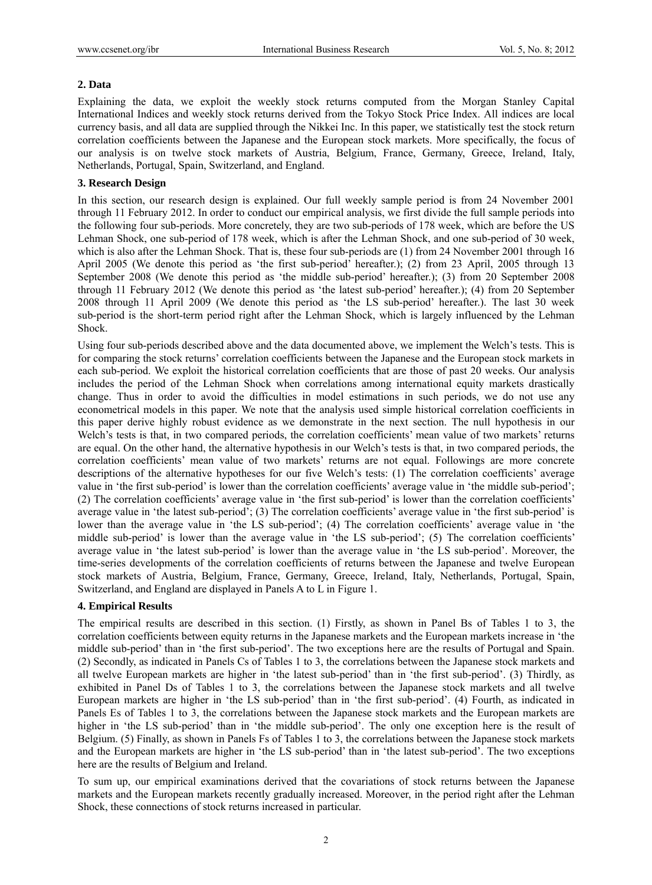## 2. Data

Explaining the data, we exploit the weekly stock returns computed from the Morgan Stanley Capital International Indices and weekly stock returns derived from the Tokyo Stock Price Index. All indices are local currency basis, and all data are supplied through the Nikkei Inc. In this paper, we statistically test the stock return correlation coefficients between the Japanese and the European stock markets. More specifically, the focus of our analysis is on twelve stock markets of Austria, Belgium, France, Germany, Greece, Ireland, Italy, Netherlands, Portugal, Spain, Switzerland, and England.

## 3. Research Design

In this section, our research design is explained. Our full weekly sample period is from 24 November 2001 through 11 February 2012. In order to conduct our empirical analysis, we first divide the full sample periods into the following four sub-periods. More concretely, they are two sub-periods of 178 week, which are before the US Lehman Shock, one sub-period of 178 week, which is after the Lehman Shock, and one sub-period of 30 week, which is also after the Lehman Shock. That is, these four sub-periods are (1) from 24 November 2001 through 16 April 2005 (We denote this period as 'the first sub-period' hereafter.); (2) from 23 April, 2005 through 13 September 2008 (We denote this period as 'the middle sub-period' hereafter.); (3) from 20 September 2008 through 11 February 2012 (We denote this period as 'the latest sub-period' hereafter.); (4) from 20 September 2008 through 11 April 2009 (We denote this period as 'the LS sub-period' hereafter.). The last 30 week sub-period is the short-term period right after the Lehman Shock, which is largely influenced by the Lehman Shock.

Using four sub-periods described above and the data documented above, we implement the Welch's tests. This is for comparing the stock returns' correlation coefficients between the Japanese and the European stock markets in each sub-period. We exploit the historical correlation coefficients that are those of past 20 weeks. Our analysis includes the period of the Lehman Shock when correlations among international equity markets drastically change. Thus in order to avoid the difficulties in model estimations in such periods, we do not use any econometrical models in this paper. We note that the analysis used simple historical correlation coefficients in this paper derive highly robust evidence as we demonstrate in the next section. The null hypothesis in our Welch's tests is that, in two compared periods, the correlation coefficients' mean value of two markets' returns are equal. On the other hand, the alternative hypothesis in our Welch's tests is that, in two compared periods, the correlation coefficients' mean value of two markets' returns are not equal. Followings are more concrete descriptions of the alternative hypotheses for our five Welch's tests: (1) The correlation coefficients' average value in 'the first sub-period' is lower than the correlation coefficients' average value in 'the middle sub-period'; (2) The correlation coefficients' average value in 'the first sub-period' is lower than the correlation coefficients' average value in 'the latest sub-period'; (3) The correlation coefficients' average value in 'the first sub-period' is lower than the average value in 'the LS sub-period'; (4) The correlation coefficients' average value in 'the middle sub-period' is lower than the average value in 'the LS sub-period'; (5) The correlation coefficients' average value in 'the latest sub-period' is lower than the average value in 'the LS sub-period'. Moreover, the time-series developments of the correlation coefficients of returns between the Japanese and twelve European stock markets of Austria, Belgium, France, Germany, Greece, Ireland, Italy, Netherlands, Portugal, Spain, Switzerland, and England are displayed in Panels A to L in Figure 1.

## 4. Empirical Results

The empirical results are described in this section. (1) Firstly, as shown in Panel Bs of Tables 1 to 3, the correlation coefficients between equity returns in the Japanese markets and the European markets increase in 'the middle sub-period' than in 'the first sub-period'. The two exceptions here are the results of Portugal and Spain. (2) Secondly, as indicated in Panels Cs of Tables 1 to 3, the correlations between the Japanese stock markets and all twelve European markets are higher in 'the latest sub-period' than in 'the first sub-period'. (3) Thirdly, as exhibited in Panel Ds of Tables 1 to 3, the correlations between the Japanese stock markets and all twelve European markets are higher in 'the LS sub-period' than in 'the first sub-period'. (4) Fourth, as indicated in Panels Es of Tables 1 to 3, the correlations between the Japanese stock markets and the European markets are higher in 'the LS sub-period' than in 'the middle sub-period'. The only one exception here is the result of Belgium. (5) Finally, as shown in Panels Fs of Tables 1 to 3, the correlations between the Japanese stock markets and the European markets are higher in 'the LS sub-period' than in 'the latest sub-period'. The two exceptions here are the results of Belgium and Ireland.

To sum up, our empirical examinations derived that the covariations of stock returns between the Japanese markets and the European markets recently gradually increased. Moreover, in the period right after the Lehman Shock, these connections of stock returns increased in particular.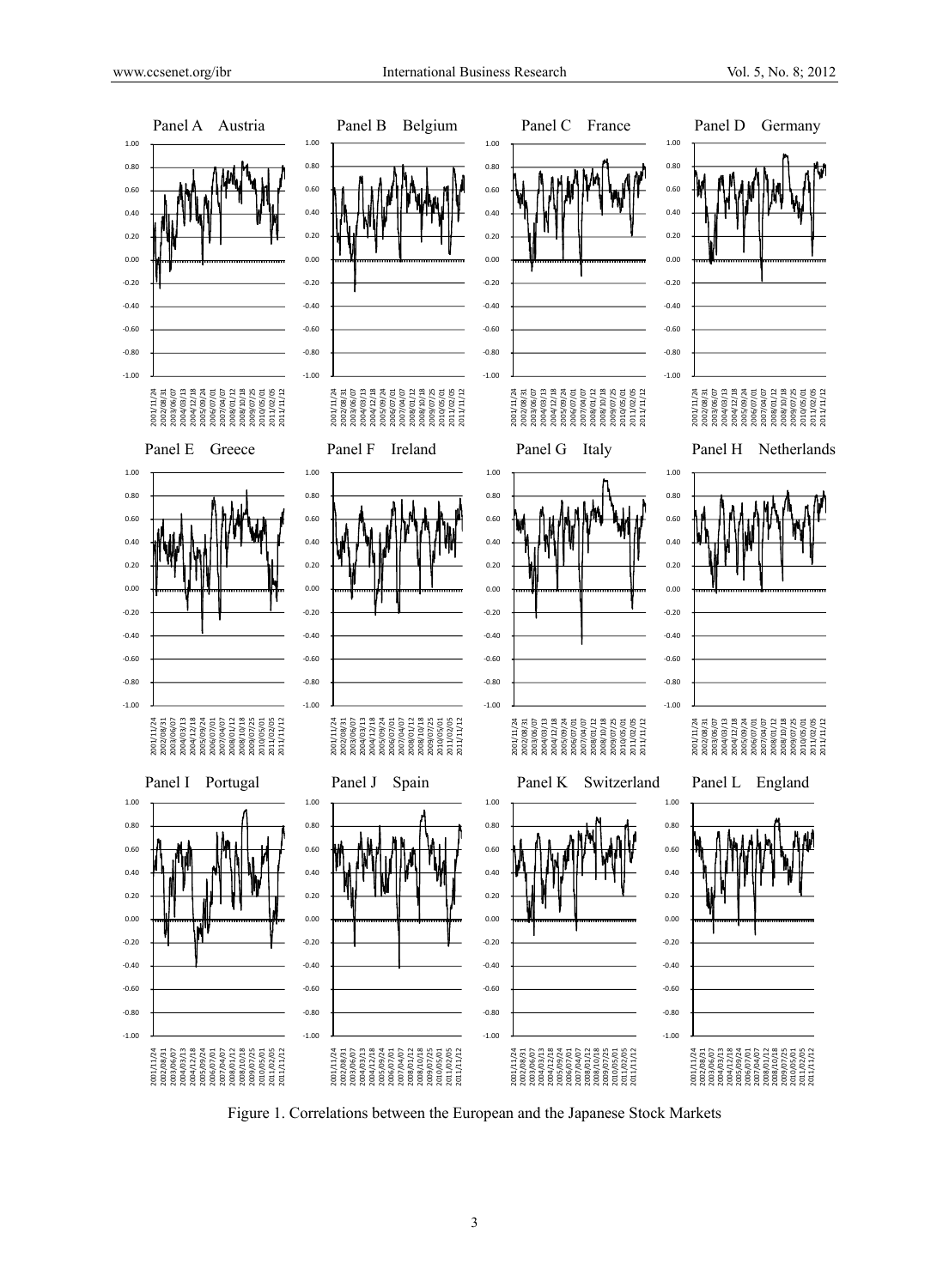Figure 1. Correlations between the European and the Japanese Stock Markets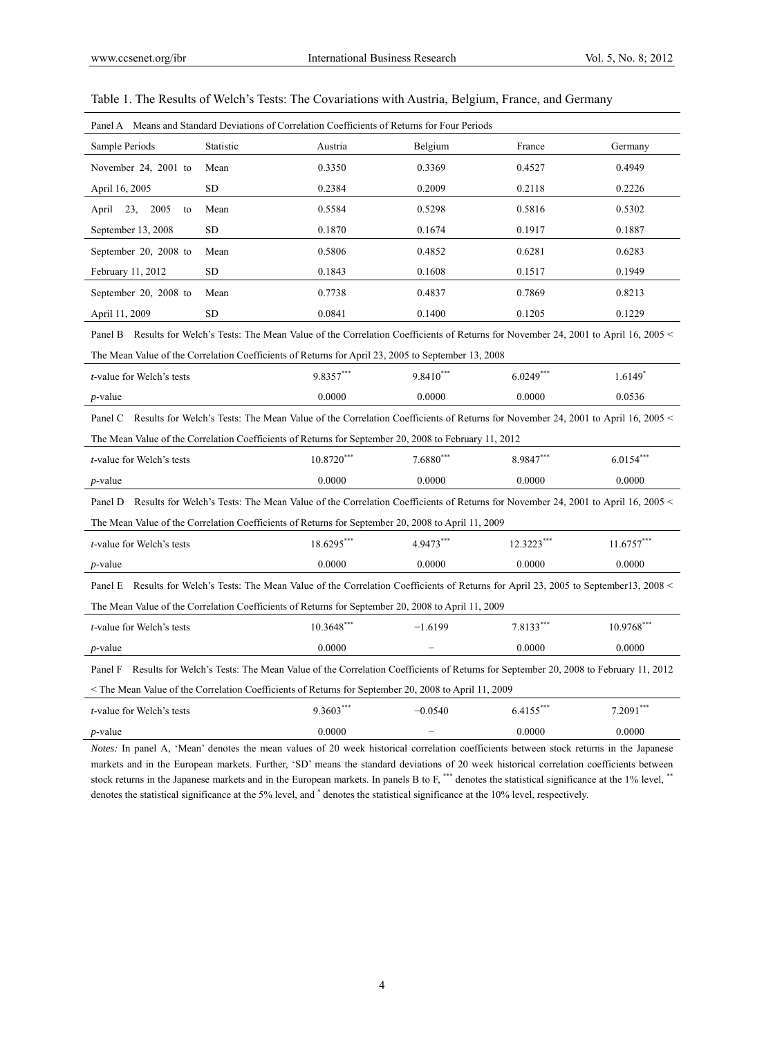Table 1. The Results of Welch's Tests: The Covariations with Austria, Belgium, France, and Germany

| Panel A Means and Standard Deviations of Correlation Coefficients of Returns for Four Periods | | | | | |
|---|---|---|---|---|---|
| Sample Periods | Statistic | Austria | Belgium | France | Germany |
| November 24, 2001 to | Mean | 0.3350 | 0.3369 | 0.4527 | 0.4949 |
| April 16, 2005 | SD | 0.2384 | 0.2009 | 0.2118 | 0.2226 |
| April 23, 2005 to | Mean | 0.5584 | 0.5298 | 0.5816 | 0.5302 |
| September 13, 2008 | SD | 0.1870 | 0.1674 | 0.1917 | 0.1887 |
| September 20, 2008 to | Mean | 0.5806 | 0.4852 | 0.6281 | 0.6283 |
| February 11, 2012 | SD | 0.1843 | 0.1608 | 0.1517 | 0.1949 |
| September 20, 2008 to | Mean | 0.7738 | 0.4837 | 0.7869 | 0.8213 |
| April 11, 2009 | SD | 0.0841 | 0.1400 | 0.1205 | 0.1229 |
| **Panel B** Results for Welch's Tests: The Mean Value of the Correlation Coefficients of Returns for November 24, 2001 to April 16, 2005 < The Mean Value of the Correlation Coefficients of Returns for April 23, 2005 to September 13, 2008 | | | | | |
| $t$-value for Welch's tests | | 9.8357*** | 9.8410*** | 6.0249*** | 1.6149* |
| $p$-value | | 0.0000 | 0.0000 | 0.0000 | 0.0536 |
| **Panel C** Results for Welch's Tests: The Mean Value of the Correlation Coefficients of Returns for November 24, 2001 to April 16, 2005 < The Mean Value of the Correlation Coefficients of Returns for September 20, 2008 to February 11, 2012 | | | | | |
| $t$-value for Welch's tests | | 10.8720*** | 7.6880*** | 8.9847*** | 6.0154*** |
| $p$-value | | 0.0000 | 0.0000 | 0.0000 | 0.0000 |
| **Panel D** Results for Welch's Tests: The Mean Value of the Correlation Coefficients of Returns for November 24, 2001 to April 16, 2005 < The Mean Value of the Correlation Coefficients of Returns for September 20, 2008 to April 11, 2009 | | | | | |
| $t$-value for Welch's tests | | 18.6295*** | 4.9473*** | 12.3223*** | 11.6757*** |
| $p$-value | | 0.0000 | 0.0000 | 0.0000 | 0.0000 |
| **Panel E** Results for Welch's Tests: The Mean Value of the Correlation Coefficients of Returns for April 23, 2005 to September13, 2008 < The Mean Value of the Correlation Coefficients of Returns for September 20, 2008 to April 11, 2009 | | | | | |
| $t$-value for Welch's tests | | 10.3648*** | −1.6199 | 7.8133*** | 10.9768*** |
| $p$-value | | 0.0000 | − | 0.0000 | 0.0000 |
| **Panel F** Results for Welch's Tests: The Mean Value of the Correlation Coefficients of Returns for September 20, 2008 to February 11, 2012 < The Mean Value of the Correlation Coefficients of Returns for September 20, 2008 to April 11, 2009 | | | | | |
| $t$-value for Welch's tests | | 9.3603*** | −0.0540 | 6.4155*** | 7.2091*** |
| $p$-value | | 0.0000 | − | 0.0000 | 0.0000 |

*Notes:* In panel A, 'Mean' denotes the mean values of 20 week historical correlation coefficients between stock returns in the Japanese markets and in the European markets. Further, 'SD' means the standard deviations of 20 week historical correlation coefficients between stock returns in the Japanese markets and in the European markets. In panels B to F, *** denotes the statistical significance at the 1% level, ** denotes the statistical significance at the 5% level, and * denotes the statistical significance at the 10% level, respectively.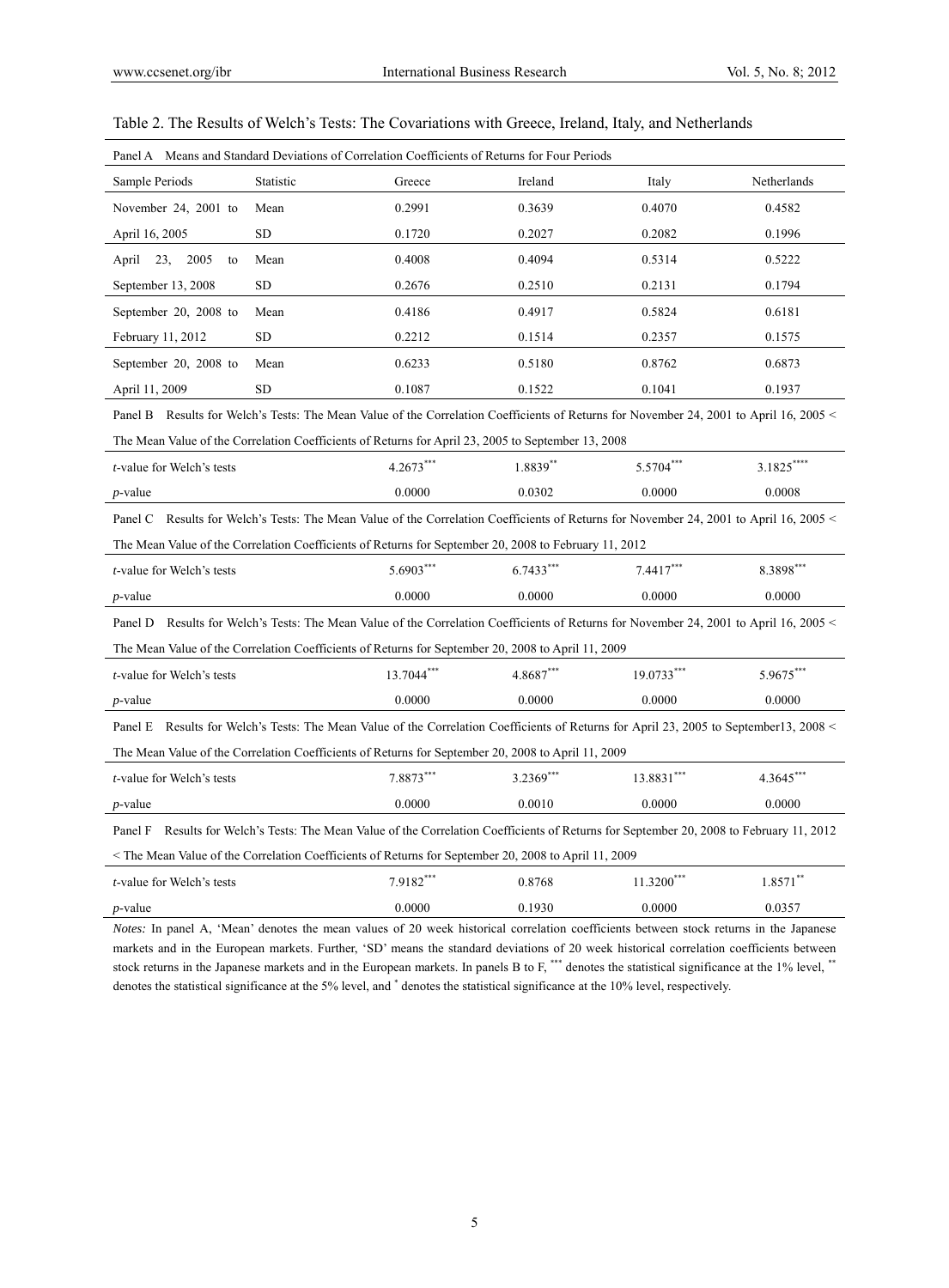Table 2. The Results of Welch's Tests: The Covariations with Greece, Ireland, Italy, and Netherlands

| Panel A Means and Standard Deviations of Correlation Coefficients of Returns for Four Periods | | | | | |
|---|---|---|---|---|---|
| Sample Periods | Statistic | Greece | Ireland | Italy | Netherlands |
| November 24, 2001 to | Mean | 0.2991 | 0.3639 | 0.4070 | 0.4582 |
| April 16, 2005 | SD | 0.1720 | 0.2027 | 0.2082 | 0.1996 |
| April 23, 2005 to | Mean | 0.4008 | 0.4094 | 0.5314 | 0.5222 |
| September 13, 2008 | SD | 0.2676 | 0.2510 | 0.2131 | 0.1794 |
| September 20, 2008 to | Mean | 0.4186 | 0.4917 | 0.5824 | 0.6181 |
| February 11, 2012 | SD | 0.2212 | 0.1514 | 0.2357 | 0.1575 |
| September 20, 2008 to | Mean | 0.6233 | 0.5180 | 0.8762 | 0.6873 |
| April 11, 2009 | SD | 0.1087 | 0.1522 | 0.1041 | 0.1937 |
| Panel B Results for Welch's Tests: The Mean Value of the Correlation Coefficients of Returns for November 24, 2001 to April 16, 2005 < The Mean Value of the Correlation Coefficients of Returns for April 23, 2005 to September 13, 2008 | | | | | |
| *t*-value for Welch's tests | | 4.2673*** | 1.8839** | 5.5704*** | 3.1825**** |
| *p*-value | | 0.0000 | 0.0302 | 0.0000 | 0.0008 |
| Panel C Results for Welch's Tests: The Mean Value of the Correlation Coefficients of Returns for November 24, 2001 to April 16, 2005 < The Mean Value of the Correlation Coefficients of Returns for September 20, 2008 to February 11, 2012 | | | | | |
| *t*-value for Welch's tests | | 5.6903*** | 6.7433*** | 7.4417*** | 8.3898*** |
| *p*-value | | 0.0000 | 0.0000 | 0.0000 | 0.0000 |
| Panel D Results for Welch's Tests: The Mean Value of the Correlation Coefficients of Returns for November 24, 2001 to April 16, 2005 < The Mean Value of the Correlation Coefficients of Returns for September 20, 2008 to April 11, 2009 | | | | | |
| *t*-value for Welch's tests | | 13.7044*** | 4.8687*** | 19.0733*** | 5.9675*** |
| *p*-value | | 0.0000 | 0.0000 | 0.0000 | 0.0000 |
| Panel E Results for Welch's Tests: The Mean Value of the Correlation Coefficients of Returns for April 23, 2005 to September13, 2008 < The Mean Value of the Correlation Coefficients of Returns for September 20, 2008 to April 11, 2009 | | | | | |
| *t*-value for Welch's tests | | 7.8873*** | 3.2369*** | 13.8831*** | 4.3645*** |
| *p*-value | | 0.0000 | 0.0010 | 0.0000 | 0.0000 |
| Panel F Results for Welch's Tests: The Mean Value of the Correlation Coefficients of Returns for September 20, 2008 to February 11, 2012 < The Mean Value of the Correlation Coefficients of Returns for September 20, 2008 to April 11, 2009 | | | | | |
| *t*-value for Welch's tests | | 7.9182*** | 0.8768 | 11.3200*** | 1.8571** |
| *p*-value | | 0.0000 | 0.1930 | 0.0000 | 0.0357 |

*Notes:* In panel A, 'Mean' denotes the mean values of 20 week historical correlation coefficients between stock returns in the Japanese markets and in the European markets. Further, 'SD' means the standard deviations of 20 week historical correlation coefficients between stock returns in the Japanese markets and in the European markets. In panels B to F, *** denotes the statistical significance at the 1% level, ** denotes the statistical significance at the 5% level, and * denotes the statistical significance at the 10% level, respectively.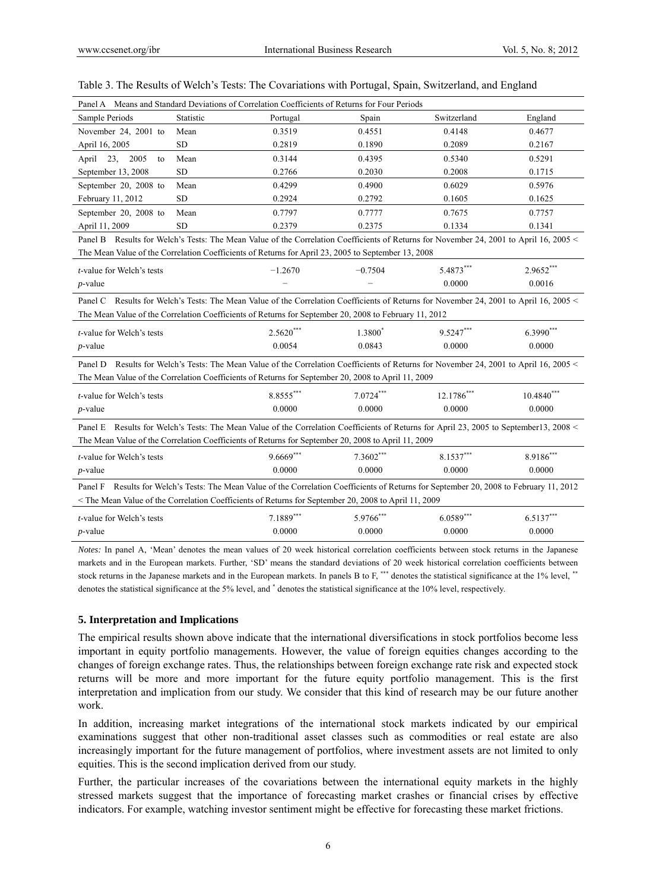Table 3. The Results of Welch's Tests: The Covariations with Portugal, Spain, Switzerland, and England

| Sample Periods | Statistic | Portugal | Spain | Switzerland | England |
|---|---|---|---|---|---|
| **Panel A Means and Standard Deviations of Correlation Coefficients of Returns for Four Periods** | | | | | |
| November 24, 2001 to April 16, 2005 | Mean | 0.3519 | 0.4551 | 0.4148 | 0.4677 |
| | SD | 0.2819 | 0.1890 | 0.2089 | 0.2167 |
| April 23, 2005 to September 13, 2008 | Mean | 0.3144 | 0.4395 | 0.5340 | 0.5291 |
| | SD | 0.2766 | 0.2030 | 0.2008 | 0.1715 |
| September 20, 2008 to February 11, 2012 | Mean | 0.4299 | 0.4900 | 0.6029 | 0.5976 |
| | SD | 0.2924 | 0.2792 | 0.1605 | 0.1625 |
| September 20, 2008 to April 11, 2009 | Mean | 0.7797 | 0.7777 | 0.7675 | 0.7757 |
| | SD | 0.2379 | 0.2375 | 0.1334 | 0.1341 |
| **Panel B Results for Welch's Tests: The Mean Value of the Correlation Coefficients of Returns for November 24, 2001 to April 16, 2005 < The Mean Value of the Correlation Coefficients of Returns for April 23, 2005 to September 13, 2008** | | | | | |
| *t*-value for Welch's tests | | −1.2670 | −0.7504 | 5.4873*** | 2.9652*** |
| *p*-value | | − | − | 0.0000 | 0.0016 |
| **Panel C Results for Welch's Tests: The Mean Value of the Correlation Coefficients of Returns for November 24, 2001 to April 16, 2005 < The Mean Value of the Correlation Coefficients of Returns for September 20, 2008 to February 11, 2012** | | | | | |
| *t*-value for Welch's tests | | 2.5620*** | 1.3800* | 9.5247*** | 6.3990*** |
| *p*-value | | 0.0054 | 0.0843 | 0.0000 | 0.0000 |
| **Panel D Results for Welch's Tests: The Mean Value of the Correlation Coefficients of Returns for November 24, 2001 to April 16, 2005 < The Mean Value of the Correlation Coefficients of Returns for September 20, 2008 to April 11, 2009** | | | | | |
| *t*-value for Welch's tests | | 8.8555*** | 7.0724*** | 12.1786*** | 10.4840*** |
| *p*-value | | 0.0000 | 0.0000 | 0.0000 | 0.0000 |
| **Panel E Results for Welch's Tests: The Mean Value of the Correlation Coefficients of Returns for April 23, 2005 to September13, 2008 < The Mean Value of the Correlation Coefficients of Returns for September 20, 2008 to April 11, 2009** | | | | | |
| *t*-value for Welch's tests | | 9.6669*** | 7.3602*** | 8.1537*** | 8.9186*** |
| *p*-value | | 0.0000 | 0.0000 | 0.0000 | 0.0000 |
| **Panel F Results for Welch's Tests: The Mean Value of the Correlation Coefficients of Returns for September 20, 2008 to February 11, 2012 < The Mean Value of the Correlation Coefficients of Returns for September 20, 2008 to April 11, 2009** | | | | | |
| *t*-value for Welch's tests | | 7.1889*** | 5.9766*** | 6.0589*** | 6.5137*** |
| *p*-value | | 0.0000 | 0.0000 | 0.0000 | 0.0000 |

*Notes:* In panel A, 'Mean' denotes the mean values of 20 week historical correlation coefficients between stock returns in the Japanese markets and in the European markets. Further, 'SD' means the standard deviations of 20 week historical correlation coefficients between stock returns in the Japanese markets and in the European markets. In panels B to F, *** denotes the statistical significance at the 1% level, ** denotes the statistical significance at the 5% level, and * denotes the statistical significance at the 10% level, respectively.

## 5. Interpretation and Implications

The empirical results shown above indicate that the international diversifications in stock portfolios become less important in equity portfolio managements. However, the value of foreign equities changes according to the changes of foreign exchange rates. Thus, the relationships between foreign exchange rate risk and expected stock returns will be more and more important for the future equity portfolio management. This is the first interpretation and implication from our study. We consider that this kind of research may be our future another work.

In addition, increasing market integrations of the international stock markets indicated by our empirical examinations suggest that other non-traditional asset classes such as commodities or real estate are also increasingly important for the future management of portfolios, where investment assets are not limited to only equities. This is the second implication derived from our study.

Further, the particular increases of the covariations between the international equity markets in the highly stressed markets suggest that the importance of forecasting market crashes or financial crises by effective indicators. For example, watching investor sentiment might be effective for forecasting these market frictions.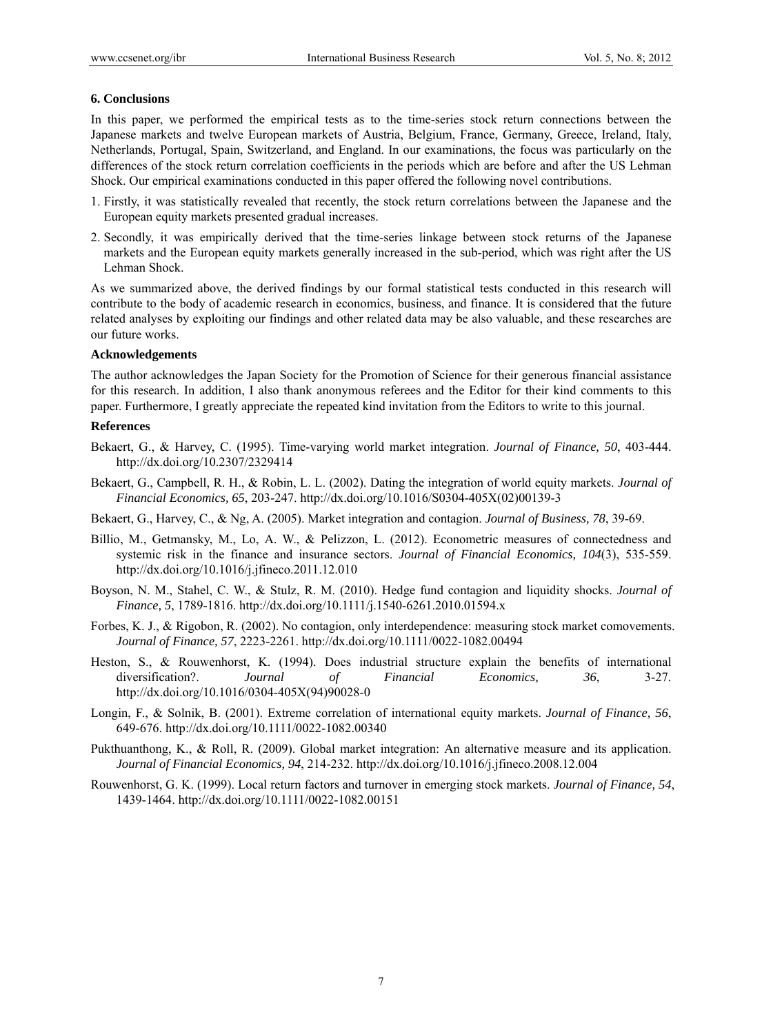### 6. Conclusions

In this paper, we performed the empirical tests as to the time-series stock return connections between the Japanese markets and twelve European markets of Austria, Belgium, France, Germany, Greece, Ireland, Italy, Netherlands, Portugal, Spain, Switzerland, and England. In our examinations, the focus was particularly on the differences of the stock return correlation coefficients in the periods which are before and after the US Lehman Shock. Our empirical examinations conducted in this paper offered the following novel contributions.

1. Firstly, it was statistically revealed that recently, the stock return correlations between the Japanese and the European equity markets presented gradual increases.
2. Secondly, it was empirically derived that the time-series linkage between stock returns of the Japanese markets and the European equity markets generally increased in the sub-period, which was right after the US Lehman Shock.

As we summarized above, the derived findings by our formal statistical tests conducted in this research will contribute to the body of academic research in economics, business, and finance. It is considered that the future related analyses by exploiting our findings and other related data may be also valuable, and these researches are our future works.

### Acknowledgements

The author acknowledges the Japan Society for the Promotion of Science for their generous financial assistance for this research. In addition, I also thank anonymous referees and the Editor for their kind comments to this paper. Furthermore, I greatly appreciate the repeated kind invitation from the Editors to write to this journal.

### References

Bekaert, G., & Harvey, C. (1995). Time-varying world market integration. *Journal of Finance, 50*, 403-444. http://dx.doi.org/10.2307/2329414

Bekaert, G., Campbell, R. H., & Robin, L. L. (2002). Dating the integration of world equity markets. *Journal of Financial Economics, 65*, 203-247. http://dx.doi.org/10.1016/S0304-405X(02)00139-3

Bekaert, G., Harvey, C., & Ng, A. (2005). Market integration and contagion. *Journal of Business, 78*, 39-69.

Billio, M., Getmansky, M., Lo, A. W., & Pelizzon, L. (2012). Econometric measures of connectedness and systemic risk in the finance and insurance sectors. *Journal of Financial Economics, 104*(3), 535-559. http://dx.doi.org/10.1016/j.jfineco.2011.12.010

Boyson, N. M., Stahel, C. W., & Stulz, R. M. (2010). Hedge fund contagion and liquidity shocks. *Journal of Finance, 5*, 1789-1816. http://dx.doi.org/10.1111/j.1540-6261.2010.01594.x

Forbes, K. J., & Rigobon, R. (2002). No contagion, only interdependence: measuring stock market comovements. *Journal of Finance, 57*, 2223-2261. http://dx.doi.org/10.1111/0022-1082.00494

Heston, S., & Rouwenhorst, K. (1994). Does industrial structure explain the benefits of international diversification?. *Journal of Financial Economics, 36*, 3-27. http://dx.doi.org/10.1016/0304-405X(94)90028-0

Longin, F., & Solnik, B. (2001). Extreme correlation of international equity markets. *Journal of Finance, 56*, 649-676. http://dx.doi.org/10.1111/0022-1082.00340

Pukthuanthong, K., & Roll, R. (2009). Global market integration: An alternative measure and its application. *Journal of Financial Economics, 94*, 214-232. http://dx.doi.org/10.1016/j.jfineco.2008.12.004

Rouwenhorst, G. K. (1999). Local return factors and turnover in emerging stock markets. *Journal of Finance, 54*, 1439-1464. http://dx.doi.org/10.1111/0022-1082.00151